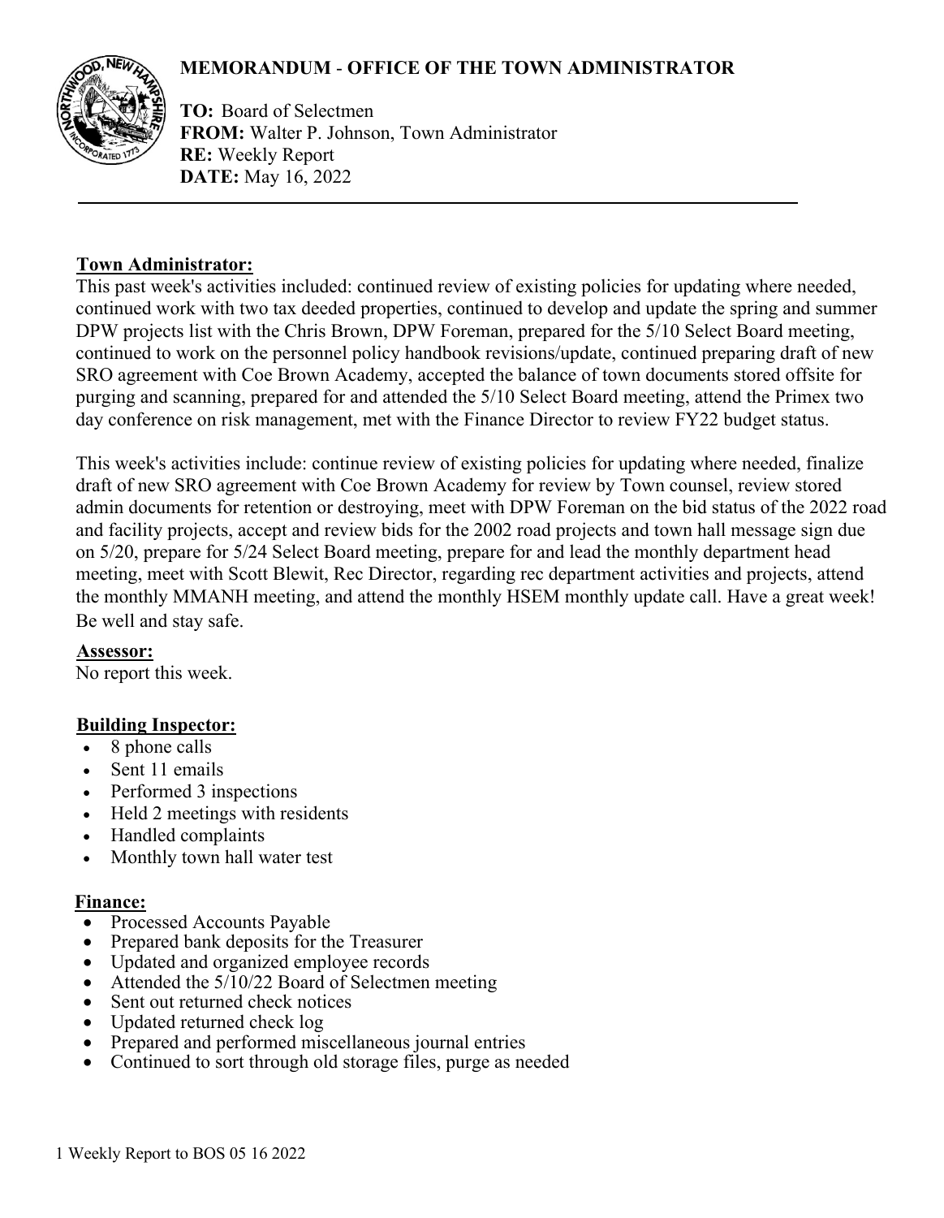# MEMORANDUM - OFFICE OF THE TOWN ADMINISTRATOR

**TO:** Board of Selectmen
**FROM:** Walter P. Johnson, Town Administrator
**RE:** Weekly Report
**DATE:** May 16, 2022

---

**Town Administrator:**

This past week's activities included: continued review of existing policies for updating where needed, continued work with two tax deeded properties, continued to develop and update the spring and summer DPW projects list with the Chris Brown, DPW Foreman, prepared for the 5/10 Select Board meeting, continued to work on the personnel policy handbook revisions/update, continued preparing draft of new SRO agreement with Coe Brown Academy, accepted the balance of town documents stored offsite for purging and scanning, prepared for and attended the 5/10 Select Board meeting, attend the Primex two day conference on risk management, met with the Finance Director to review FY22 budget status.

This week's activities include: continue review of existing policies for updating where needed, finalize draft of new SRO agreement with Coe Brown Academy for review by Town counsel, review stored admin documents for retention or destroying, meet with DPW Foreman on the bid status of the 2022 road and facility projects, accept and review bids for the 2002 road projects and town hall message sign due on 5/20, prepare for 5/24 Select Board meeting, prepare for and lead the monthly department head meeting, meet with Scott Blewit, Rec Director, regarding rec department activities and projects, attend the monthly MMANH meeting, and attend the monthly HSEM monthly update call. Have a great week! Be well and stay safe.

**Assessor:**

No report this week.

**Building Inspector:**

- 8 phone calls
- Sent 11 emails
- Performed 3 inspections
- Held 2 meetings with residents
- Handled complaints
- Monthly town hall water test

**Finance:**

- Processed Accounts Payable
- Prepared bank deposits for the Treasurer
- Updated and organized employee records
- Attended the 5/10/22 Board of Selectmen meeting
- Sent out returned check notices
- Updated returned check log
- Prepared and performed miscellaneous journal entries
- Continued to sort through old storage files, purge as needed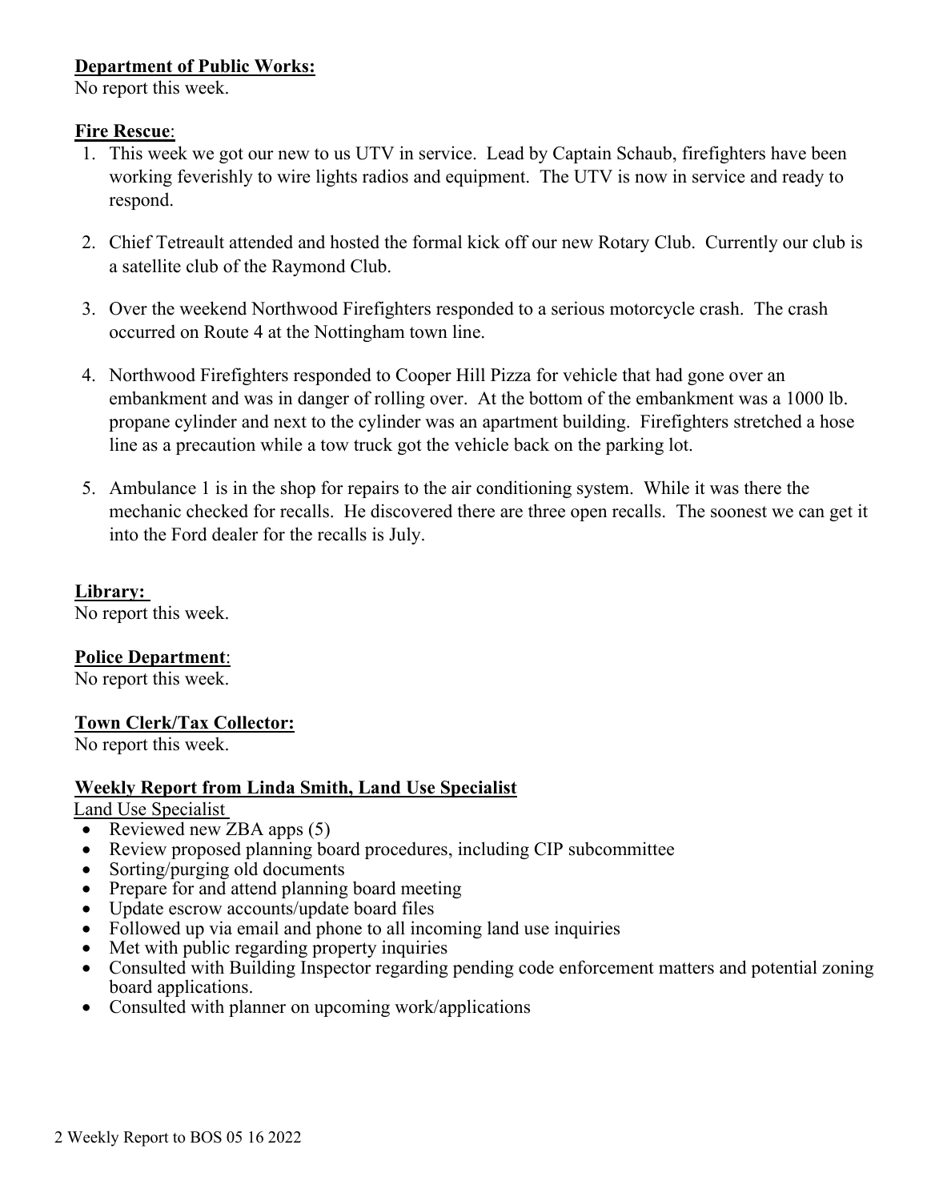**Department of Public Works:**
No report this week.

**Fire Rescue**:

1. This week we got our new to us UTV in service. Lead by Captain Schaub, firefighters have been working feverishly to wire lights radios and equipment. The UTV is now in service and ready to respond.

2. Chief Tetreault attended and hosted the formal kick off our new Rotary Club. Currently our club is a satellite club of the Raymond Club.

3. Over the weekend Northwood Firefighters responded to a serious motorcycle crash. The crash occurred on Route 4 at the Nottingham town line.

4. Northwood Firefighters responded to Cooper Hill Pizza for vehicle that had gone over an embankment and was in danger of rolling over. At the bottom of the embankment was a 1000 lb. propane cylinder and next to the cylinder was an apartment building. Firefighters stretched a hose line as a precaution while a tow truck got the vehicle back on the parking lot.

5. Ambulance 1 is in the shop for repairs to the air conditioning system. While it was there the mechanic checked for recalls. He discovered there are three open recalls. The soonest we can get it into the Ford dealer for the recalls is July.

**Library:**
No report this week.

**Police Department**:
No report this week.

**Town Clerk/Tax Collector:**
No report this week.

**Weekly Report from Linda Smith, Land Use Specialist**

Land Use Specialist

- Reviewed new ZBA apps (5)
- Review proposed planning board procedures, including CIP subcommittee
- Sorting/purging old documents
- Prepare for and attend planning board meeting
- Update escrow accounts/update board files
- Followed up via email and phone to all incoming land use inquiries
- Met with public regarding property inquiries
- Consulted with Building Inspector regarding pending code enforcement matters and potential zoning board applications.
- Consulted with planner on upcoming work/applications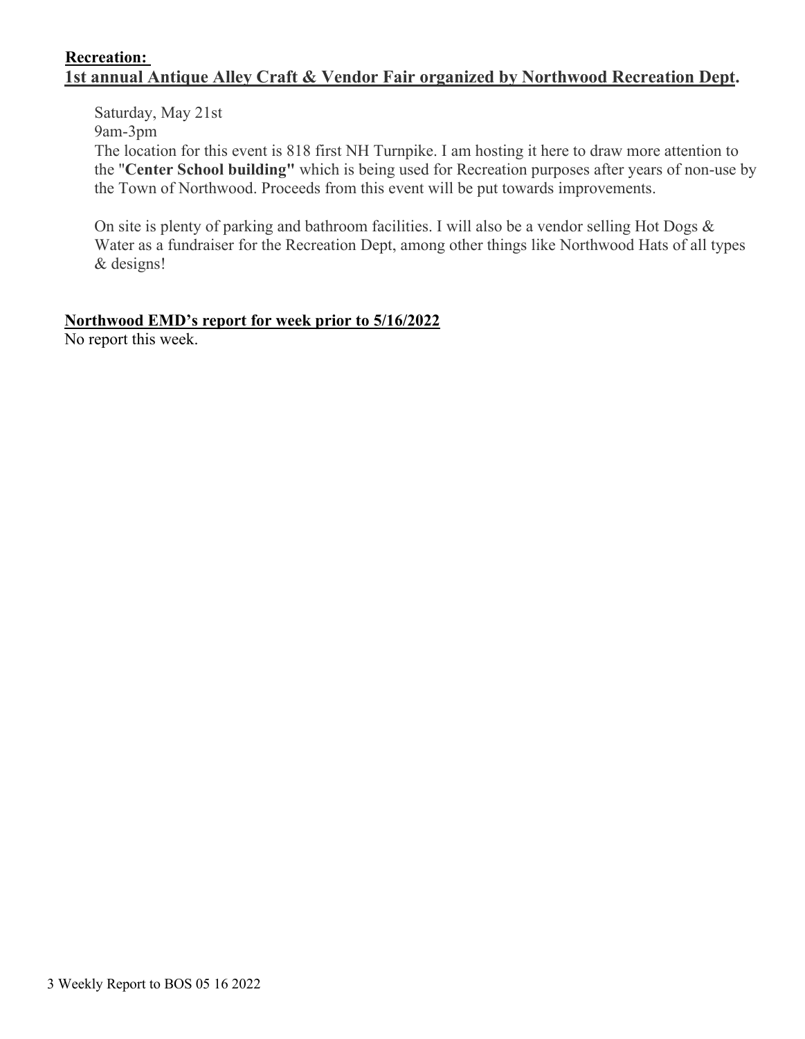**Recreation:**

**1st annual Antique Alley Craft & Vendor Fair organized by Northwood Recreation Dept.**

Saturday, May 21st
9am-3pm
The location for this event is 818 first NH Turnpike. I am hosting it here to draw more attention to the "**Center School building"** which is being used for Recreation purposes after years of non-use by the Town of Northwood. Proceeds from this event will be put towards improvements.

On site is plenty of parking and bathroom facilities. I will also be a vendor selling Hot Dogs & Water as a fundraiser for the Recreation Dept, among other things like Northwood Hats of all types & designs!

**Northwood EMD's report for week prior to 5/16/2022**

No report this week.